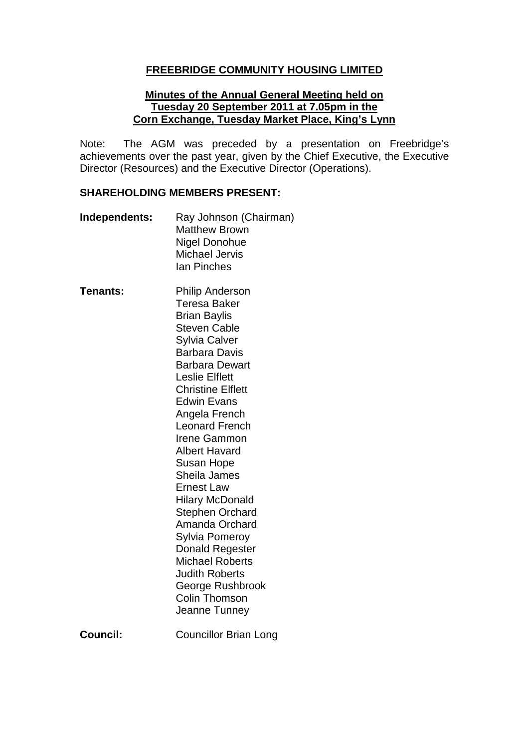# FREEBRIDGE COMMUNITY HOUSING LIMITED

## Minutes of the Annual General Meeting held on Tuesday 20 September 2011 at 7.05pm in the Corn Exchange, Tuesday Market Place, King's Lynn

Note: The AGM was preceded by a presentation on Freebridge's achievements over the past year, given by the Chief Executive, the Executive Director (Resources) and the Executive Director (Operations).

### SHAREHOLDING MEMBERS PRESENT:

**Independents:**

Ray Johnson (Chairman)
Matthew Brown
Nigel Donohue
Michael Jervis
Ian Pinches

**Tenants:**

Philip Anderson
Teresa Baker
Brian Baylis
Steven Cable
Sylvia Calver
Barbara Davis
Barbara Dewart
Leslie Elflett
Christine Elflett
Edwin Evans
Angela French
Leonard French
Irene Gammon
Albert Havard
Susan Hope
Sheila James
Ernest Law
Hilary McDonald
Stephen Orchard
Amanda Orchard
Sylvia Pomeroy
Donald Regester
Michael Roberts
Judith Roberts
George Rushbrook
Colin Thomson
Jeanne Tunney

**Council:**

Councillor Brian Long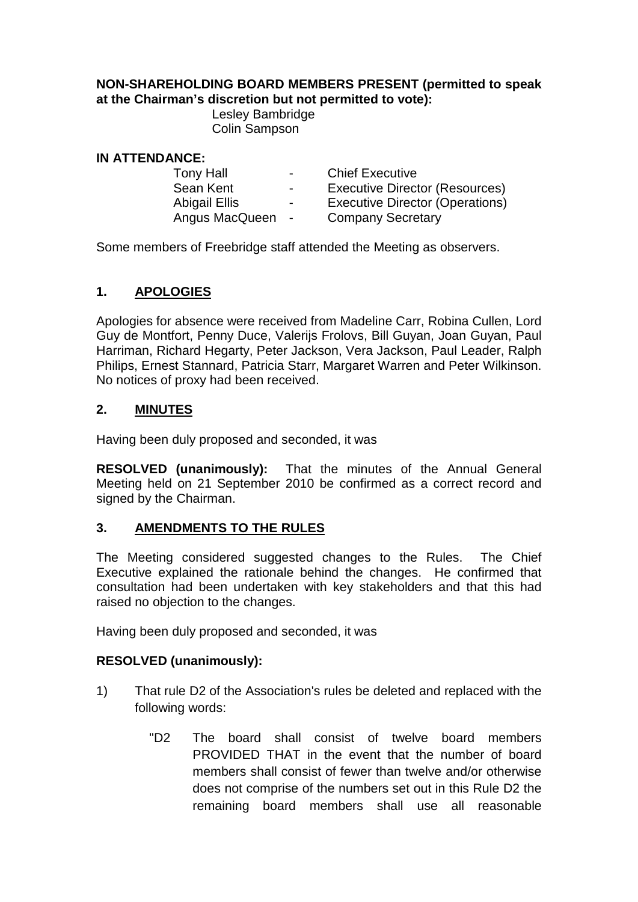**NON-SHAREHOLDING BOARD MEMBERS PRESENT (permitted to speak at the Chairman's discretion but not permitted to vote):**

Lesley Bambridge
Colin Sampson

**IN ATTENDANCE:**

| | | |
|---|---|---|
| Tony Hall | - | Chief Executive |
| Sean Kent | - | Executive Director (Resources) |
| Abigail Ellis | - | Executive Director (Operations) |
| Angus MacQueen | - | Company Secretary |

Some members of Freebridge staff attended the Meeting as observers.

## 1. APOLOGIES

Apologies for absence were received from Madeline Carr, Robina Cullen, Lord Guy de Montfort, Penny Duce, Valerijs Frolovs, Bill Guyan, Joan Guyan, Paul Harriman, Richard Hegarty, Peter Jackson, Vera Jackson, Paul Leader, Ralph Philips, Ernest Stannard, Patricia Starr, Margaret Warren and Peter Wilkinson. No notices of proxy had been received.

## 2. MINUTES

Having been duly proposed and seconded, it was

**RESOLVED (unanimously):** That the minutes of the Annual General Meeting held on 21 September 2010 be confirmed as a correct record and signed by the Chairman.

## 3. AMENDMENTS TO THE RULES

The Meeting considered suggested changes to the Rules. The Chief Executive explained the rationale behind the changes. He confirmed that consultation had been undertaken with key stakeholders and that this had raised no objection to the changes.

Having been duly proposed and seconded, it was

**RESOLVED (unanimously):**

1) That rule D2 of the Association's rules be deleted and replaced with the following words:

   "D2 The board shall consist of twelve board members PROVIDED THAT in the event that the number of board members shall consist of fewer than twelve and/or otherwise does not comprise of the numbers set out in this Rule D2 the remaining board members shall use all reasonable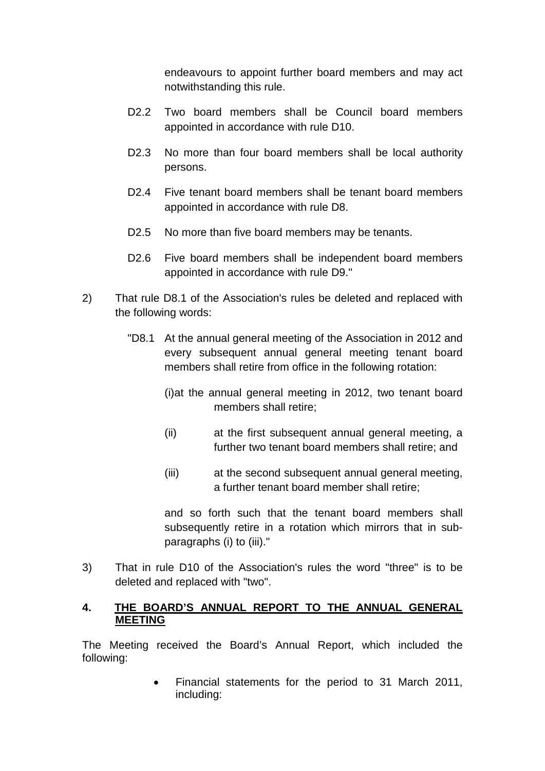endeavours to appoint further board members and may act notwithstanding this rule.

D2.2 Two board members shall be Council board members appointed in accordance with rule D10.

D2.3 No more than four board members shall be local authority persons.

D2.4 Five tenant board members shall be tenant board members appointed in accordance with rule D8.

D2.5 No more than five board members may be tenants.

D2.6 Five board members shall be independent board members appointed in accordance with rule D9."

2) That rule D8.1 of the Association's rules be deleted and replaced with the following words:

"D8.1 At the annual general meeting of the Association in 2012 and every subsequent annual general meeting tenant board members shall retire from office in the following rotation:

(i) at the annual general meeting in 2012, two tenant board members shall retire;

(ii) at the first subsequent annual general meeting, a further two tenant board members shall retire; and

(iii) at the second subsequent annual general meeting, a further tenant board member shall retire;

and so forth such that the tenant board members shall subsequently retire in a rotation which mirrors that in sub-paragraphs (i) to (iii)."

3) That in rule D10 of the Association's rules the word "three" is to be deleted and replaced with "two".

## 4. THE BOARD'S ANNUAL REPORT TO THE ANNUAL GENERAL MEETING

The Meeting received the Board's Annual Report, which included the following:

- Financial statements for the period to 31 March 2011, including: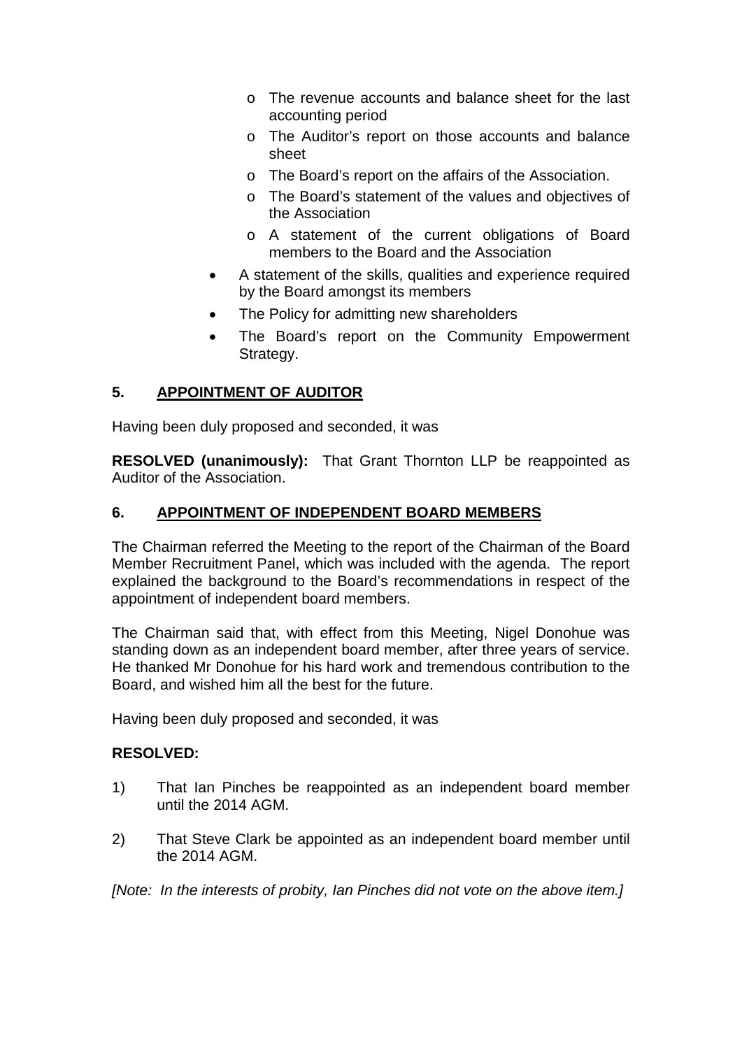- The revenue accounts and balance sheet for the last accounting period
    - The Auditor's report on those accounts and balance sheet
    - The Board's report on the affairs of the Association.
    - The Board's statement of the values and objectives of the Association
    - A statement of the current obligations of Board members to the Board and the Association
- A statement of the skills, qualities and experience required by the Board amongst its members
- The Policy for admitting new shareholders
- The Board's report on the Community Empowerment Strategy.

## 5. APPOINTMENT OF AUDITOR

Having been duly proposed and seconded, it was

**RESOLVED (unanimously):** That Grant Thornton LLP be reappointed as Auditor of the Association.

## 6. APPOINTMENT OF INDEPENDENT BOARD MEMBERS

The Chairman referred the Meeting to the report of the Chairman of the Board Member Recruitment Panel, which was included with the agenda. The report explained the background to the Board's recommendations in respect of the appointment of independent board members.

The Chairman said that, with effect from this Meeting, Nigel Donohue was standing down as an independent board member, after three years of service. He thanked Mr Donohue for his hard work and tremendous contribution to the Board, and wished him all the best for the future.

Having been duly proposed and seconded, it was

**RESOLVED:**

1) That Ian Pinches be reappointed as an independent board member until the 2014 AGM.

2) That Steve Clark be appointed as an independent board member until the 2014 AGM.

*[Note: In the interests of probity, Ian Pinches did not vote on the above item.]*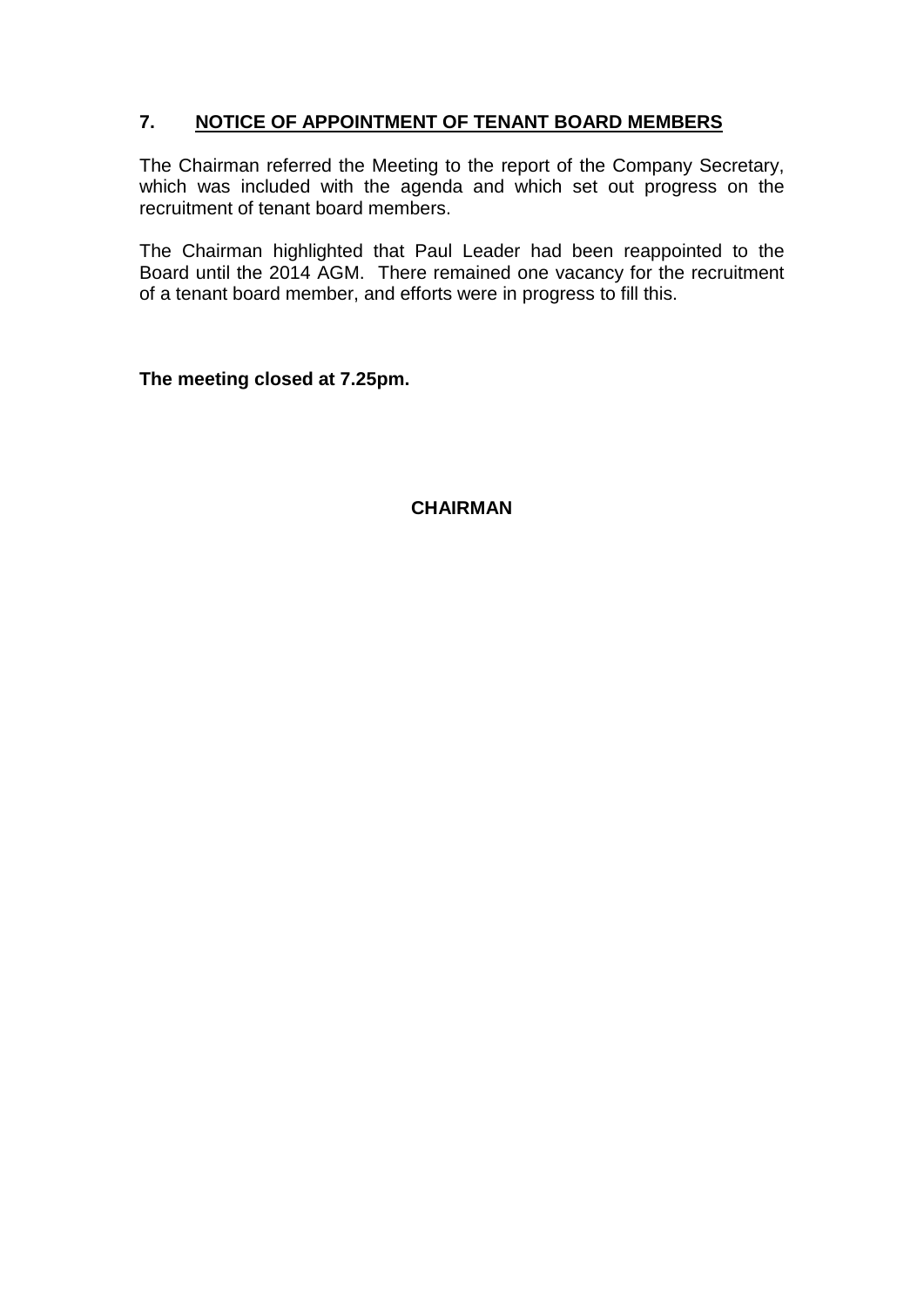## 7. NOTICE OF APPOINTMENT OF TENANT BOARD MEMBERS

The Chairman referred the Meeting to the report of the Company Secretary, which was included with the agenda and which set out progress on the recruitment of tenant board members.

The Chairman highlighted that Paul Leader had been reappointed to the Board until the 2014 AGM. There remained one vacancy for the recruitment of a tenant board member, and efforts were in progress to fill this.

**The meeting closed at 7.25pm.**

**CHAIRMAN**